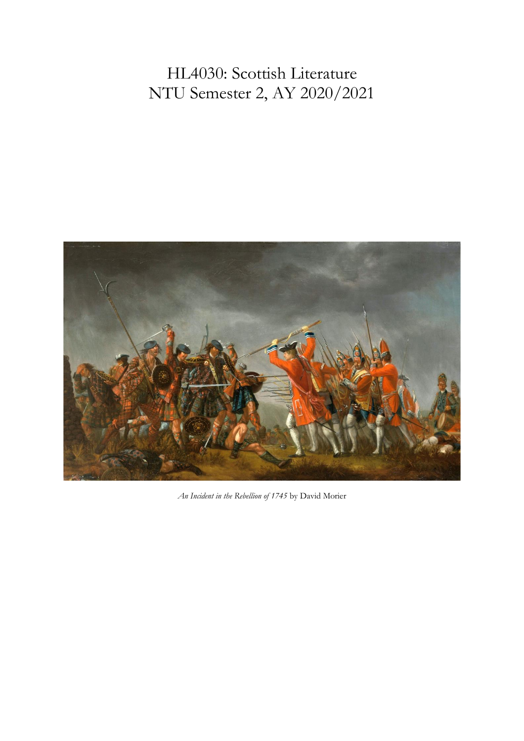# HL4030: Scottish Literature
# NTU Semester 2, AY 2020/2021

*An Incident in the Rebellion of 1745* by David Morier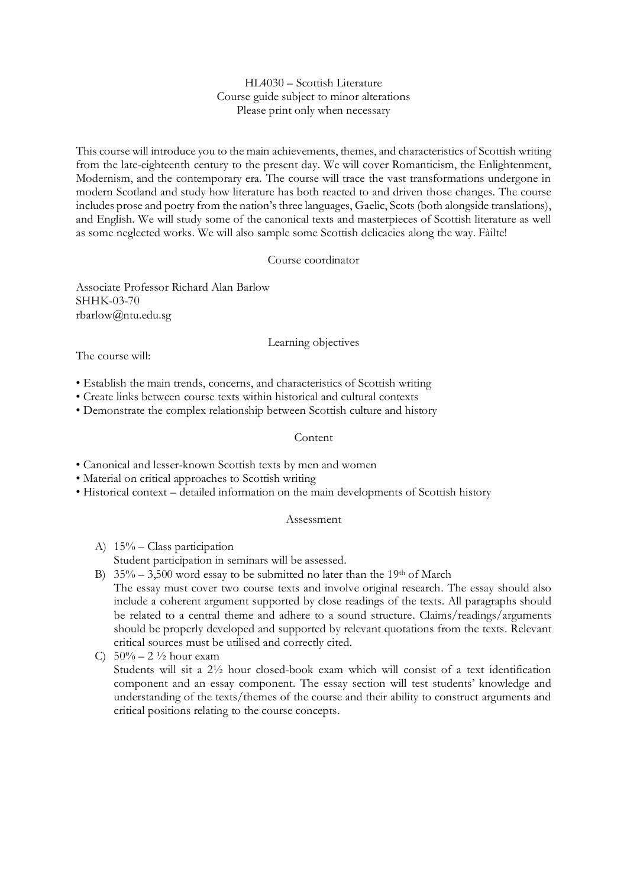HL4030 – Scottish Literature
Course guide subject to minor alterations
Please print only when necessary

This course will introduce you to the main achievements, themes, and characteristics of Scottish writing from the late-eighteenth century to the present day. We will cover Romanticism, the Enlightenment, Modernism, and the contemporary era. The course will trace the vast transformations undergone in modern Scotland and study how literature has both reacted to and driven those changes. The course includes prose and poetry from the nation's three languages, Gaelic, Scots (both alongside translations), and English. We will study some of the canonical texts and masterpieces of Scottish literature as well as some neglected works. We will also sample some Scottish delicacies along the way. Fàilte!

## Course coordinator

Associate Professor Richard Alan Barlow
SHHK-03-70
rbarlow@ntu.edu.sg

## Learning objectives

The course will:

- Establish the main trends, concerns, and characteristics of Scottish writing
- Create links between course texts within historical and cultural contexts
- Demonstrate the complex relationship between Scottish culture and history

## Content

- Canonical and lesser-known Scottish texts by men and women
- Material on critical approaches to Scottish writing
- Historical context – detailed information on the main developments of Scottish history

## Assessment

A) 15% – Class participation
Student participation in seminars will be assessed.

B) 35% – 3,500 word essay to be submitted no later than the 19th of March
The essay must cover two course texts and involve original research. The essay should also include a coherent argument supported by close readings of the texts. All paragraphs should be related to a central theme and adhere to a sound structure. Claims/readings/arguments should be properly developed and supported by relevant quotations from the texts. Relevant critical sources must be utilised and correctly cited.

C) 50% – 2 ½ hour exam
Students will sit a 2½ hour closed-book exam which will consist of a text identification component and an essay component. The essay section will test students' knowledge and understanding of the texts/themes of the course and their ability to construct arguments and critical positions relating to the course concepts.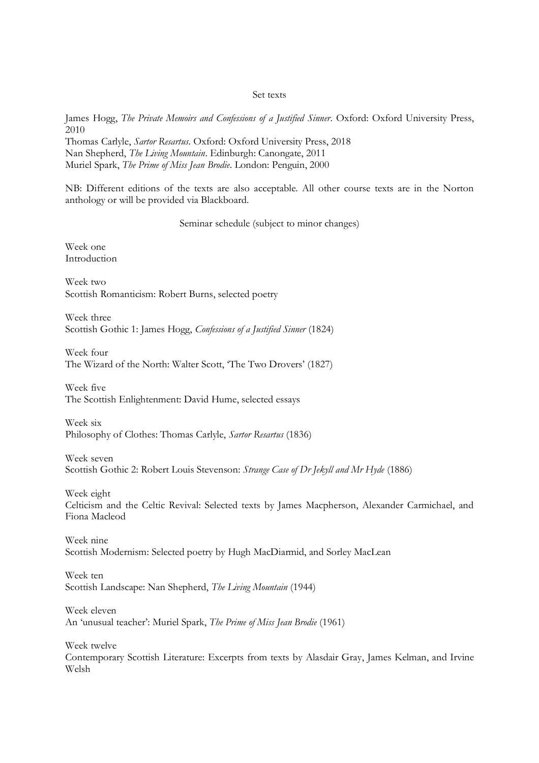## Set texts

James Hogg, *The Private Memoirs and Confessions of a Justified Sinner*. Oxford: Oxford University Press, 2010
Thomas Carlyle, *Sartor Resartus*. Oxford: Oxford University Press, 2018
Nan Shepherd, *The Living Mountain*. Edinburgh: Canongate, 2011
Muriel Spark, *The Prime of Miss Jean Brodie*. London: Penguin, 2000

NB: Different editions of the texts are also acceptable. All other course texts are in the Norton anthology or will be provided via Blackboard.

## Seminar schedule (subject to minor changes)

Week one
Introduction

Week two
Scottish Romanticism: Robert Burns, selected poetry

Week three
Scottish Gothic 1: James Hogg, *Confessions of a Justified Sinner* (1824)

Week four
The Wizard of the North: Walter Scott, 'The Two Drovers' (1827)

Week five
The Scottish Enlightenment: David Hume, selected essays

Week six
Philosophy of Clothes: Thomas Carlyle, *Sartor Resartus* (1836)

Week seven
Scottish Gothic 2: Robert Louis Stevenson: *Strange Case of Dr Jekyll and Mr Hyde* (1886)

Week eight
Celticism and the Celtic Revival: Selected texts by James Macpherson, Alexander Carmichael, and Fiona Macleod

Week nine
Scottish Modernism: Selected poetry by Hugh MacDiarmid, and Sorley MacLean

Week ten
Scottish Landscape: Nan Shepherd, *The Living Mountain* (1944)

Week eleven
An 'unusual teacher': Muriel Spark, *The Prime of Miss Jean Brodie* (1961)

Week twelve
Contemporary Scottish Literature: Excerpts from texts by Alasdair Gray, James Kelman, and Irvine Welsh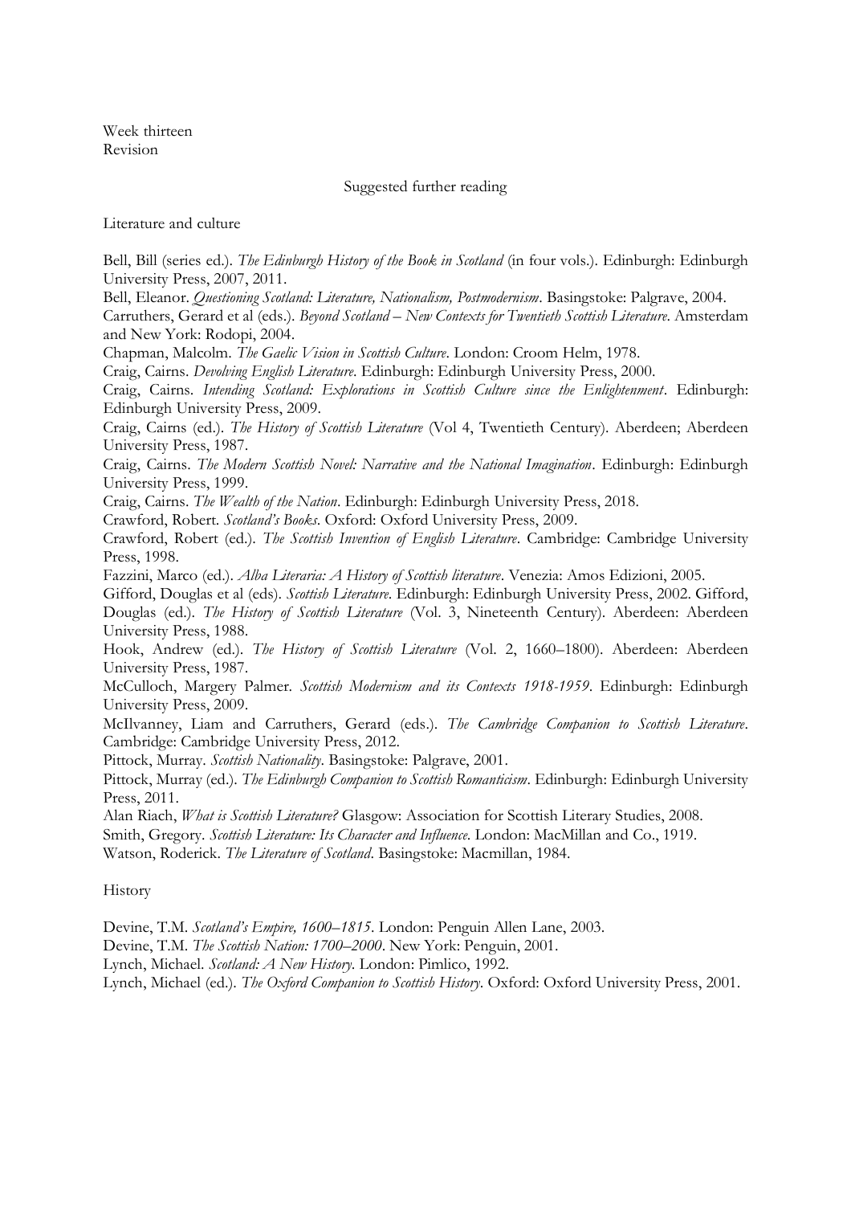Week thirteen
Revision

Suggested further reading

Literature and culture

Bell, Bill (series ed.). *The Edinburgh History of the Book in Scotland* (in four vols.). Edinburgh: Edinburgh University Press, 2007, 2011.

Bell, Eleanor. *Questioning Scotland: Literature, Nationalism, Postmodernism*. Basingstoke: Palgrave, 2004.

Carruthers, Gerard et al (eds.). *Beyond Scotland – New Contexts for Twentieth Scottish Literature*. Amsterdam and New York: Rodopi, 2004.

Chapman, Malcolm. *The Gaelic Vision in Scottish Culture*. London: Croom Helm, 1978.

Craig, Cairns. *Devolving English Literature*. Edinburgh: Edinburgh University Press, 2000.

Craig, Cairns. *Intending Scotland: Explorations in Scottish Culture since the Enlightenment*. Edinburgh: Edinburgh University Press, 2009.

Craig, Cairns (ed.). *The History of Scottish Literature* (Vol 4, Twentieth Century). Aberdeen; Aberdeen University Press, 1987.

Craig, Cairns. *The Modern Scottish Novel: Narrative and the National Imagination*. Edinburgh: Edinburgh University Press, 1999.

Craig, Cairns. *The Wealth of the Nation*. Edinburgh: Edinburgh University Press, 2018.

Crawford, Robert. *Scotland's Books*. Oxford: Oxford University Press, 2009.

Crawford, Robert (ed.). *The Scottish Invention of English Literature*. Cambridge: Cambridge University Press, 1998.

Fazzini, Marco (ed.). *Alba Literaria: A History of Scottish literature*. Venezia: Amos Edizioni, 2005.

Gifford, Douglas et al (eds). *Scottish Literature*. Edinburgh: Edinburgh University Press, 2002. Gifford, Douglas (ed.). *The History of Scottish Literature* (Vol. 3, Nineteenth Century). Aberdeen: Aberdeen University Press, 1988.

Hook, Andrew (ed.). *The History of Scottish Literature* (Vol. 2, 1660–1800). Aberdeen: Aberdeen University Press, 1987.

McCulloch, Margery Palmer. *Scottish Modernism and its Contexts 1918-1959*. Edinburgh: Edinburgh University Press, 2009.

McIlvanney, Liam and Carruthers, Gerard (eds.). *The Cambridge Companion to Scottish Literature*. Cambridge: Cambridge University Press, 2012.

Pittock, Murray. *Scottish Nationality*. Basingstoke: Palgrave, 2001.

Pittock, Murray (ed.). *The Edinburgh Companion to Scottish Romanticism*. Edinburgh: Edinburgh University Press, 2011.

Alan Riach, *What is Scottish Literature?* Glasgow: Association for Scottish Literary Studies, 2008.

Smith, Gregory. *Scottish Literature: Its Character and Influence*. London: MacMillan and Co., 1919.

Watson, Roderick. *The Literature of Scotland*. Basingstoke: Macmillan, 1984.

History

Devine, T.M. *Scotland's Empire, 1600–1815*. London: Penguin Allen Lane, 2003.

Devine, T.M. *The Scottish Nation: 1700–2000*. New York: Penguin, 2001.

Lynch, Michael. *Scotland: A New History*. London: Pimlico, 1992.

Lynch, Michael (ed.). *The Oxford Companion to Scottish History*. Oxford: Oxford University Press, 2001.